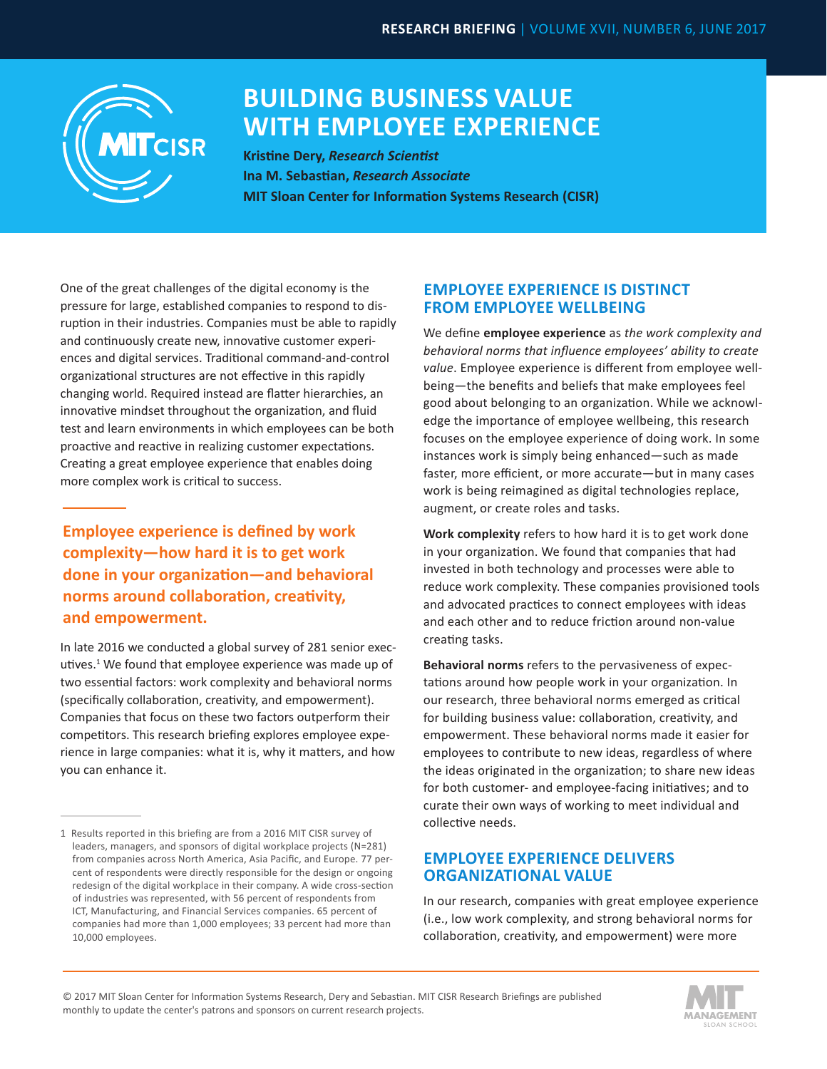RESEARCH BRIEFING | VOLUME XVII, NUMBER 6, JUNE 2017

# BUILDING BUSINESS VALUE WITH EMPLOYEE EXPERIENCE

**Kristine Dery**, ***Research Scientist***
**Ina M. Sebastian**, ***Research Associate***
**MIT Sloan Center for Information Systems Research (CISR)**

One of the great challenges of the digital economy is the pressure for large, established companies to respond to disruption in their industries. Companies must be able to rapidly and continuously create new, innovative customer experiences and digital services. Traditional command-and-control organizational structures are not effective in this rapidly changing world. Required instead are flatter hierarchies, an innovative mindset throughout the organization, and fluid test and learn environments in which employees can be both proactive and reactive in realizing customer expectations. Creating a great employee experience that enables doing more complex work is critical to success.

**Employee experience is defined by work complexity—how hard it is to get work done in your organization—and behavioral norms around collaboration, creativity, and empowerment.**

In late 2016 we conducted a global survey of 281 senior executives.[1] We found that employee experience was made up of two essential factors: work complexity and behavioral norms (specifically collaboration, creativity, and empowerment). Companies that focus on these two factors outperform their competitors. This research briefing explores employee experience in large companies: what it is, why it matters, and how you can enhance it.

## EMPLOYEE EXPERIENCE IS DISTINCT FROM EMPLOYEE WELLBEING

We define **employee experience** as *the work complexity and behavioral norms that influence employees' ability to create value*. Employee experience is different from employee wellbeing—the benefits and beliefs that make employees feel good about belonging to an organization. While we acknowledge the importance of employee wellbeing, this research focuses on the employee experience of doing work. In some instances work is simply being enhanced—such as made faster, more efficient, or more accurate—but in many cases work is being reimagined as digital technologies replace, augment, or create roles and tasks.

**Work complexity** refers to how hard it is to get work done in your organization. We found that companies that had invested in both technology and processes were able to reduce work complexity. These companies provisioned tools and advocated practices to connect employees with ideas and each other and to reduce friction around non-value creating tasks.

**Behavioral norms** refers to the pervasiveness of expectations around how people work in your organization. In our research, three behavioral norms emerged as critical for building business value: collaboration, creativity, and empowerment. These behavioral norms made it easier for employees to contribute to new ideas, regardless of where the ideas originated in the organization; to share new ideas for both customer- and employee-facing initiatives; and to curate their own ways of working to meet individual and collective needs.

## EMPLOYEE EXPERIENCE DELIVERS ORGANIZATIONAL VALUE

In our research, companies with great employee experience (i.e., low work complexity, and strong behavioral norms for collaboration, creativity, and empowerment) were more

---

1 Results reported in this briefing are from a 2016 MIT CISR survey of leaders, managers, and sponsors of digital workplace projects (N=281) from companies across North America, Asia Pacific, and Europe. 77 percent of respondents were directly responsible for the design or ongoing redesign of the digital workplace in their company. A wide cross-section of industries was represented, with 56 percent of respondents from ICT, Manufacturing, and Financial Services companies. 65 percent of companies had more than 1,000 employees; 33 percent had more than 10,000 employees.

© 2017 MIT Sloan Center for Information Systems Research, Dery and Sebastian. MIT CISR Research Briefings are published monthly to update the center's patrons and sponsors on current research projects.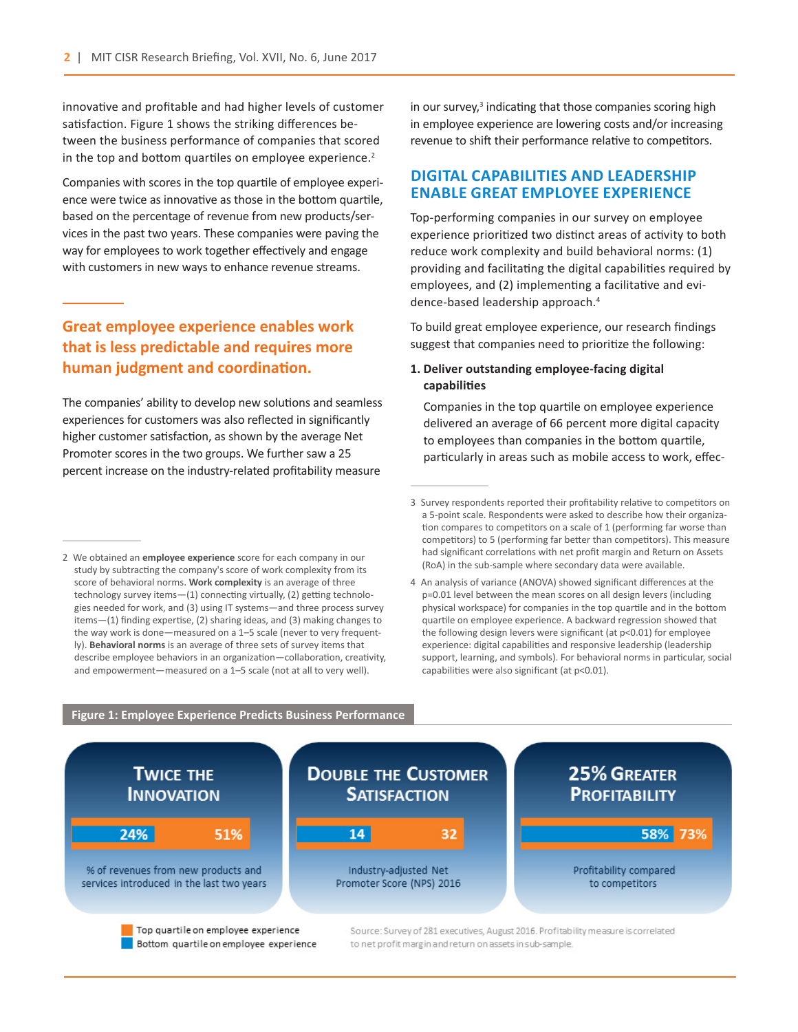innovative and profitable and had higher levels of customer satisfaction. Figure 1 shows the striking differences between the business performance of companies that scored in the top and bottom quartiles on employee experience.[2]

Companies with scores in the top quartile of employee experience were twice as innovative as those in the bottom quartile, based on the percentage of revenue from new products/services in the past two years. These companies were paving the way for employees to work together effectively and engage with customers in new ways to enhance revenue streams.

## Great employee experience enables work that is less predictable and requires more human judgment and coordination.

The companies' ability to develop new solutions and seamless experiences for customers was also reflected in significantly higher customer satisfaction, as shown by the average Net Promoter scores in the two groups. We further saw a 25 percent increase on the industry-related profitability measure in our survey,[3] indicating that those companies scoring high in employee experience are lowering costs and/or increasing revenue to shift their performance relative to competitors.

## DIGITAL CAPABILITIES AND LEADERSHIP ENABLE GREAT EMPLOYEE EXPERIENCE

Top-performing companies in our survey on employee experience prioritized two distinct areas of activity to both reduce work complexity and build behavioral norms: (1) providing and facilitating the digital capabilities required by employees, and (2) implementing a facilitative and evidence-based leadership approach.[4]

To build great employee experience, our research findings suggest that companies need to prioritize the following:

**1. Deliver outstanding employee-facing digital capabilities**

Companies in the top quartile on employee experience delivered an average of 66 percent more digital capacity to employees than companies in the bottom quartile, particularly in areas such as mobile access to work, effec-

---

2 We obtained an **employee experience** score for each company in our study by subtracting the company's score of work complexity from its score of behavioral norms. **Work complexity** is an average of three technology survey items—(1) connecting virtually, (2) getting technologies needed for work, and (3) using IT systems—and three process survey items—(1) finding expertise, (2) sharing ideas, and (3) making changes to the way work is done—measured on a 1–5 scale (never to very frequently). **Behavioral norms** is an average of three sets of survey items that describe employee behaviors in an organization—collaboration, creativity, and empowerment—measured on a 1–5 scale (not at all to very well).

3 Survey respondents reported their profitability relative to competitors on a 5-point scale. Respondents were asked to describe how their organization compares to competitors on a scale of 1 (performing far worse than competitors) to 5 (performing far better than competitors). This measure had significant correlations with net profit margin and Return on Assets (RoA) in the sub-sample where secondary data were available.

4 An analysis of variance (ANOVA) showed significant differences at the p=0.01 level between the mean scores on all design levers (including physical workspace) for companies in the top quartile and in the bottom quartile on employee experience. A backward regression showed that the following design levers were significant (at p<0.01) for employee experience: digital capabilities and responsive leadership (leadership support, learning, and symbols). For behavioral norms in particular, social capabilities were also significant (at p<0.01).

---

**Figure 1: Employee Experience Predicts Business Performance**

TWICE THE INNOVATION
24% 51%
% of revenues from new products and services introduced in the last two years

DOUBLE THE CUSTOMER SATISFACTION
14 32
Industry-adjusted Net Promoter Score (NPS) 2016

25% GREATER PROFITABILITY
58% 73%
Profitability compared to competitors

Top quartile on employee experience
Bottom quartile on employee experience

Source: Survey of 281 executives, August 2016. Profitability measure is correlated to net profit margin and return on assets in sub-sample.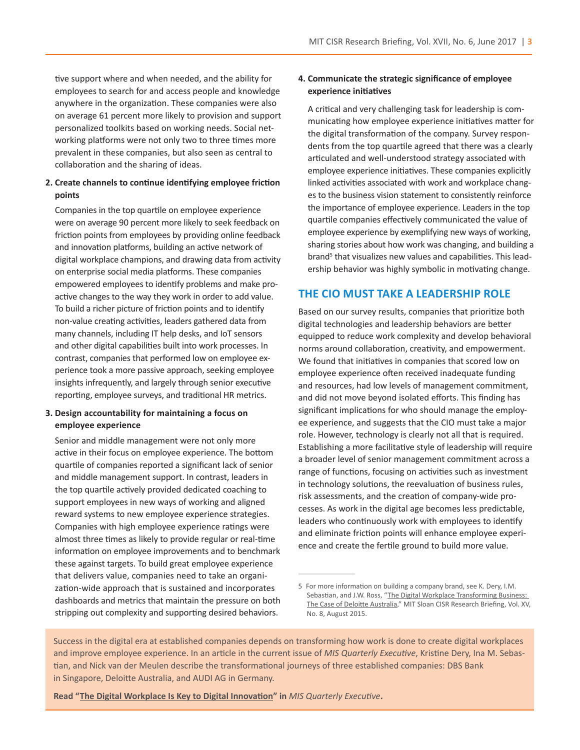tive support where and when needed, and the ability for employees to search for and access people and knowledge anywhere in the organization. These companies were also on average 61 percent more likely to provision and support personalized toolkits based on working needs. Social networking platforms were not only two to three times more prevalent in these companies, but also seen as central to collaboration and the sharing of ideas.

**2. Create channels to continue identifying employee friction points**

Companies in the top quartile on employee experience were on average 90 percent more likely to seek feedback on friction points from employees by providing online feedback and innovation platforms, building an active network of digital workplace champions, and drawing data from activity on enterprise social media platforms. These companies empowered employees to identify problems and make proactive changes to the way they work in order to add value. To build a richer picture of friction points and to identify non-value creating activities, leaders gathered data from many channels, including IT help desks, and IoT sensors and other digital capabilities built into work processes. In contrast, companies that performed low on employee experience took a more passive approach, seeking employee insights infrequently, and largely through senior executive reporting, employee surveys, and traditional HR metrics.

**3. Design accountability for maintaining a focus on employee experience**

Senior and middle management were not only more active in their focus on employee experience. The bottom quartile of companies reported a significant lack of senior and middle management support. In contrast, leaders in the top quartile actively provided dedicated coaching to support employees in new ways of working and aligned reward systems to new employee experience strategies. Companies with high employee experience ratings were almost three times as likely to provide regular or real-time information on employee improvements and to benchmark these against targets. To build great employee experience that delivers value, companies need to take an organization-wide approach that is sustained and incorporates dashboards and metrics that maintain the pressure on both stripping out complexity and supporting desired behaviors.

**4. Communicate the strategic significance of employee experience initiatives**

A critical and very challenging task for leadership is communicating how employee experience initiatives matter for the digital transformation of the company. Survey respondents from the top quartile agreed that there was a clearly articulated and well-understood strategy associated with employee experience initiatives. These companies explicitly linked activities associated with work and workplace changes to the business vision statement to consistently reinforce the importance of employee experience. Leaders in the top quartile companies effectively communicated the value of employee experience by exemplifying new ways of working, sharing stories about how work was changing, and building a brand[5] that visualizes new values and capabilities. This leadership behavior was highly symbolic in motivating change.

## THE CIO MUST TAKE A LEADERSHIP ROLE

Based on our survey results, companies that prioritize both digital technologies and leadership behaviors are better equipped to reduce work complexity and develop behavioral norms around collaboration, creativity, and empowerment. We found that initiatives in companies that scored low on employee experience often received inadequate funding and resources, had low levels of management commitment, and did not move beyond isolated efforts. This finding has significant implications for who should manage the employee experience, and suggests that the CIO must take a major role. However, technology is clearly not all that is required. Establishing a more facilitative style of leadership will require a broader level of senior management commitment across a range of functions, focusing on activities such as investment in technology solutions, the reevaluation of business rules, risk assessments, and the creation of company-wide processes. As work in the digital age becomes less predictable, leaders who continuously work with employees to identify and eliminate friction points will enhance employee experience and create the fertile ground to build more value.

---

5 For more information on building a company brand, see K. Dery, I.M. Sebastian, and J.W. Ross, "The Digital Workplace Transforming Business: The Case of Deloitte Australia," MIT Sloan CISR Research Briefing, Vol. XV, No. 8, August 2015.

---

Success in the digital era at established companies depends on transforming how work is done to create digital workplaces and improve employee experience. In an article in the current issue of *MIS Quarterly Executive*, Kristine Dery, Ina M. Sebastian, and Nick van der Meulen describe the transformational journeys of three established companies: DBS Bank in Singapore, Deloitte Australia, and AUDI AG in Germany.

**Read "The Digital Workplace Is Key to Digital Innovation" in *MIS Quarterly Executive*.**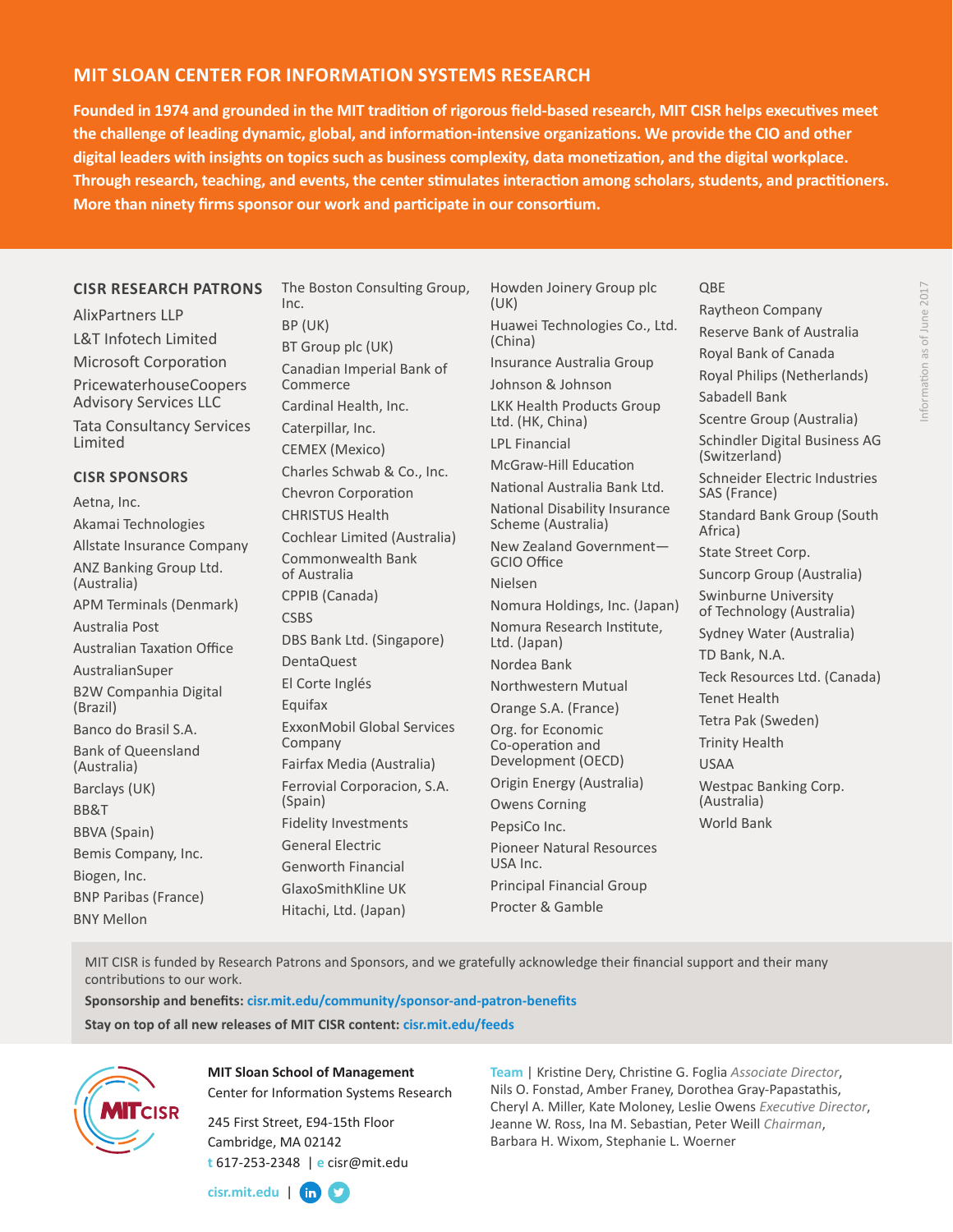## MIT SLOAN CENTER FOR INFORMATION SYSTEMS RESEARCH

**Founded in 1974 and grounded in the MIT tradition of rigorous field-based research, MIT CISR helps executives meet the challenge of leading dynamic, global, and information-intensive organizations. We provide the CIO and other digital leaders with insights on topics such as business complexity, data monetization, and the digital workplace. Through research, teaching, and events, the center stimulates interaction among scholars, students, and practitioners. More than ninety firms sponsor our work and participate in our consortium.**

### CISR RESEARCH PATRONS

AlixPartners LLP
L&T Infotech Limited
Microsoft Corporation
PricewaterhouseCoopers Advisory Services LLC
Tata Consultancy Services Limited

### CISR SPONSORS

Aetna, Inc.
Akamai Technologies
Allstate Insurance Company
ANZ Banking Group Ltd. (Australia)
APM Terminals (Denmark)
Australia Post
Australian Taxation Office
AustralianSuper
B2W Companhia Digital (Brazil)
Banco do Brasil S.A.
Bank of Queensland (Australia)
Barclays (UK)
BB&T
BBVA (Spain)
Bemis Company, Inc.
Biogen, Inc.
BNP Paribas (France)
BNY Mellon
The Boston Consulting Group, Inc.
BP (UK)
BT Group plc (UK)
Canadian Imperial Bank of Commerce
Cardinal Health, Inc.
Caterpillar, Inc.
CEMEX (Mexico)
Charles Schwab & Co., Inc.
Chevron Corporation
CHRISTUS Health
Cochlear Limited (Australia)
Commonwealth Bank of Australia
CPPIB (Canada)
CSBS
DBS Bank Ltd. (Singapore)
DentaQuest
El Corte Inglés
Equifax
ExxonMobil Global Services Company
Fairfax Media (Australia)
Ferrovial Corporacion, S.A. (Spain)
Fidelity Investments
General Electric
Genworth Financial
GlaxoSmithKline UK
Hitachi, Ltd. (Japan)
Howden Joinery Group plc (UK)
Huawei Technologies Co., Ltd. (China)
Insurance Australia Group
Johnson & Johnson
LKK Health Products Group Ltd. (HK, China)
LPL Financial
McGraw-Hill Education
National Australia Bank Ltd.
National Disability Insurance Scheme (Australia)
New Zealand Government—GCIO Office
Nielsen
Nomura Holdings, Inc. (Japan)
Nomura Research Institute, Ltd. (Japan)
Nordea Bank
Northwestern Mutual
Orange S.A. (France)
Org. for Economic Co-operation and Development (OECD)
Origin Energy (Australia)
Owens Corning
PepsiCo Inc.
Pioneer Natural Resources USA Inc.
Principal Financial Group
Procter & Gamble
QBE
Raytheon Company
Reserve Bank of Australia
Royal Bank of Canada
Royal Philips (Netherlands)
Sabadell Bank
Scentre Group (Australia)
Schindler Digital Business AG (Switzerland)
Schneider Electric Industries SAS (France)
Standard Bank Group (South Africa)
State Street Corp.
Suncorp Group (Australia)
Swinburne University of Technology (Australia)
Sydney Water (Australia)
TD Bank, N.A.
Teck Resources Ltd. (Canada)
Tenet Health
Tetra Pak (Sweden)
Trinity Health
USAA
Westpac Banking Corp. (Australia)
World Bank

Information as of June 2017

MIT CISR is funded by Research Patrons and Sponsors, and we gratefully acknowledge their financial support and their many contributions to our work.

**Sponsorship and benefits:** cisr.mit.edu/community/sponsor-and-patron-benefits

**Stay on top of all new releases of MIT CISR content:** cisr.mit.edu/feeds

MIT CISR

**MIT Sloan School of Management**
Center for Information Systems Research

245 First Street, E94-15th Floor
Cambridge, MA 02142
t 617-253-2348 | e cisr@mit.edu

cisr.mit.edu |

Team | Kristine Dery, Christine G. Foglia *Associate Director*, Nils O. Fonstad, Amber Franey, Dorothea Gray-Papastathis, Cheryl A. Miller, Kate Moloney, Leslie Owens *Executive Director*, Jeanne W. Ross, Ina M. Sebastian, Peter Weill *Chairman*, Barbara H. Wixom, Stephanie L. Woerner